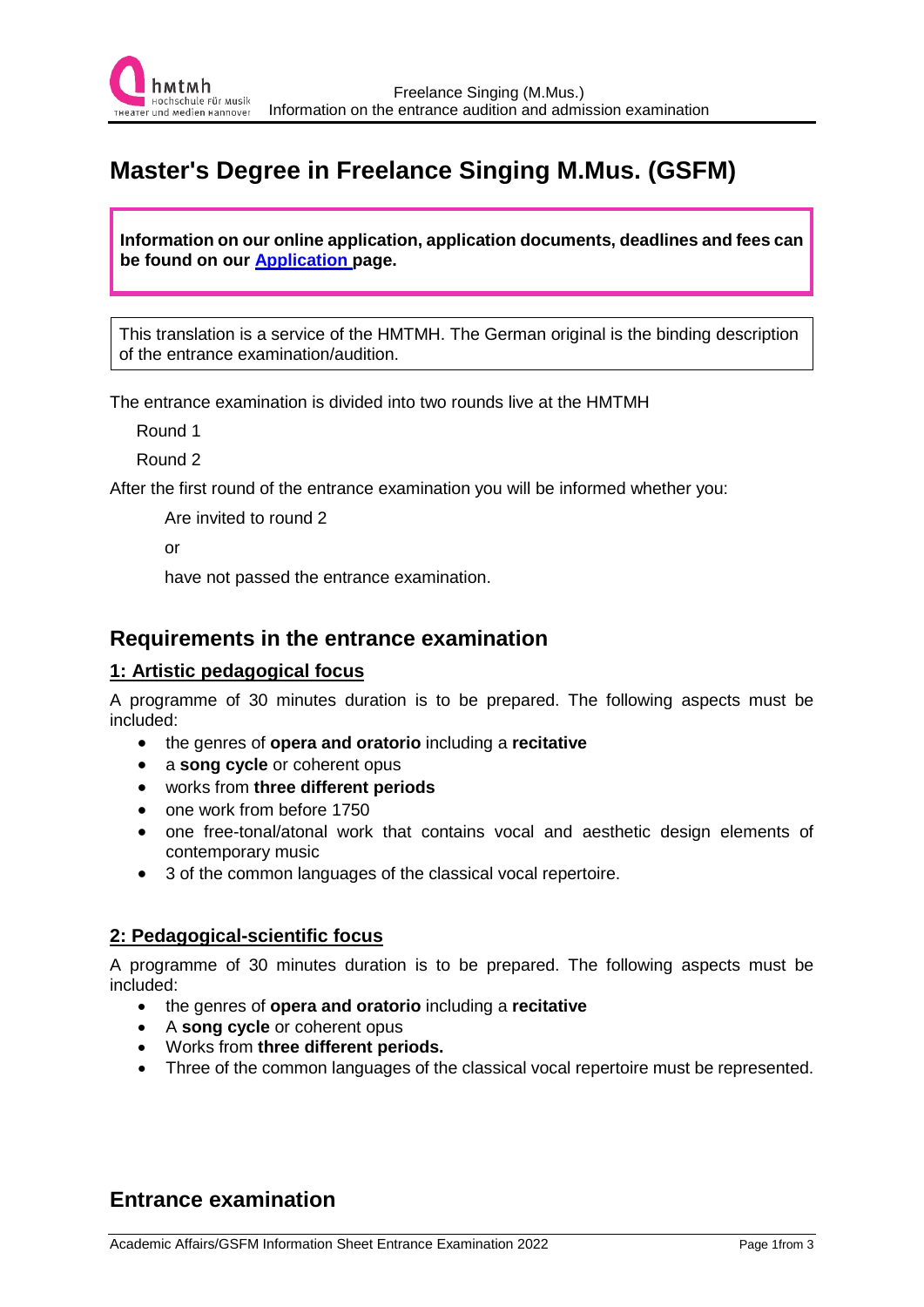# Master's Degree in Freelance Singing M.Mus. (GSFM)

**Information on our online application, application documents, deadlines and fees can be found on our Application page.**

This translation is a service of the HMTMH. The German original is the binding description of the entrance examination/audition.

The entrance examination is divided into two rounds live at the HMTMH

Round 1

Round 2

After the first round of the entrance examination you will be informed whether you:

Are invited to round 2

or

have not passed the entrance examination.

## Requirements in the entrance examination

### 1: Artistic pedagogical focus

A programme of 30 minutes duration is to be prepared. The following aspects must be included:

- the genres of **opera and oratorio** including a **recitative**
- a **song cycle** or coherent opus
- works from **three different periods**
- one work from before 1750
- one free-tonal/atonal work that contains vocal and aesthetic design elements of contemporary music
- 3 of the common languages of the classical vocal repertoire.

### 2: Pedagogical-scientific focus

A programme of 30 minutes duration is to be prepared. The following aspects must be included:

- the genres of **opera and oratorio** including a **recitative**
- A **song cycle** or coherent opus
- Works from **three different periods.**
- Three of the common languages of the classical vocal repertoire must be represented.

## Entrance examination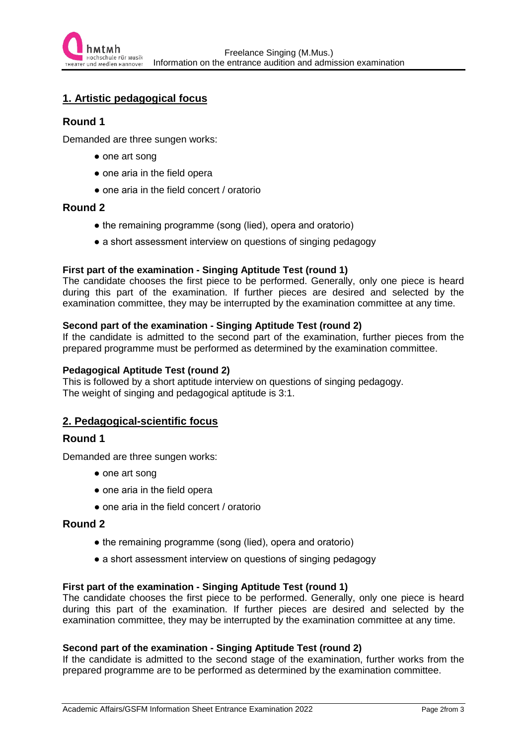## 1. Artistic pedagogical focus

### Round 1

Demanded are three sungen works:

- one art song
- one aria in the field opera
- one aria in the field concert / oratorio

### Round 2

- the remaining programme (song (lied), opera and oratorio)
- a short assessment interview on questions of singing pedagogy

**First part of the examination - Singing Aptitude Test (round 1)**
The candidate chooses the first piece to be performed. Generally, only one piece is heard during this part of the examination. If further pieces are desired and selected by the examination committee, they may be interrupted by the examination committee at any time.

**Second part of the examination - Singing Aptitude Test (round 2)**
If the candidate is admitted to the second part of the examination, further pieces from the prepared programme must be performed as determined by the examination committee.

**Pedagogical Aptitude Test (round 2)**
This is followed by a short aptitude interview on questions of singing pedagogy.
The weight of singing and pedagogical aptitude is 3:1.

## 2. Pedagogical-scientific focus

### Round 1

Demanded are three sungen works:

- one art song
- one aria in the field opera
- one aria in the field concert / oratorio

### Round 2

- the remaining programme (song (lied), opera and oratorio)
- a short assessment interview on questions of singing pedagogy

**First part of the examination - Singing Aptitude Test (round 1)**
The candidate chooses the first piece to be performed. Generally, only one piece is heard during this part of the examination. If further pieces are desired and selected by the examination committee, they may be interrupted by the examination committee at any time.

**Second part of the examination - Singing Aptitude Test (round 2)**
If the candidate is admitted to the second stage of the examination, further works from the prepared programme are to be performed as determined by the examination committee.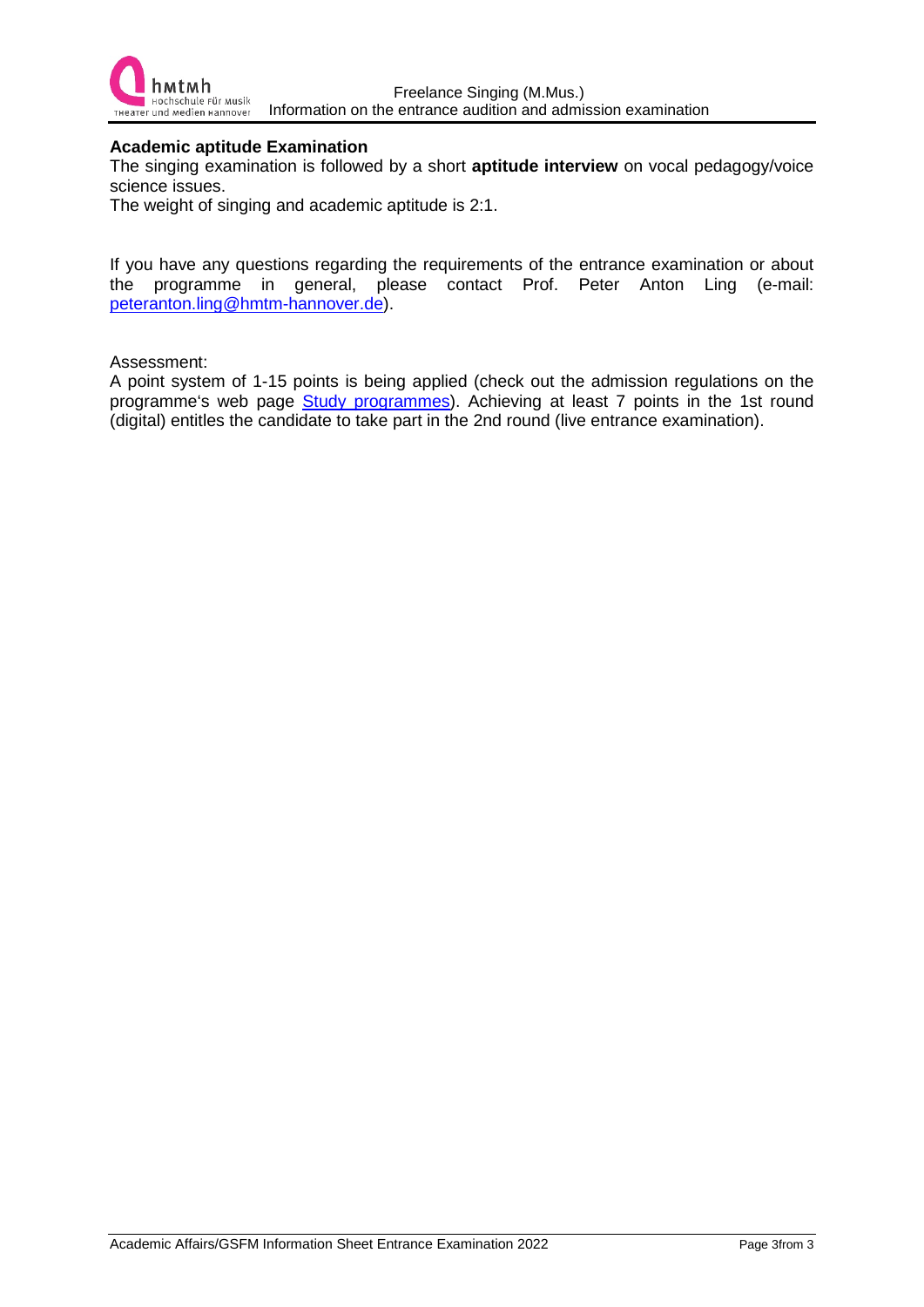**Academic aptitude Examination**

The singing examination is followed by a short **aptitude interview** on vocal pedagogy/voice science issues.

The weight of singing and academic aptitude is 2:1.

If you have any questions regarding the requirements of the entrance examination or about the programme in general, please contact Prof. Peter Anton Ling (e-mail: peteranton.ling@hmtm-hannover.de).

Assessment:

A point system of 1-15 points is being applied (check out the admission regulations on the programme's web page Study programmes). Achieving at least 7 points in the 1st round (digital) entitles the candidate to take part in the 2nd round (live entrance examination).